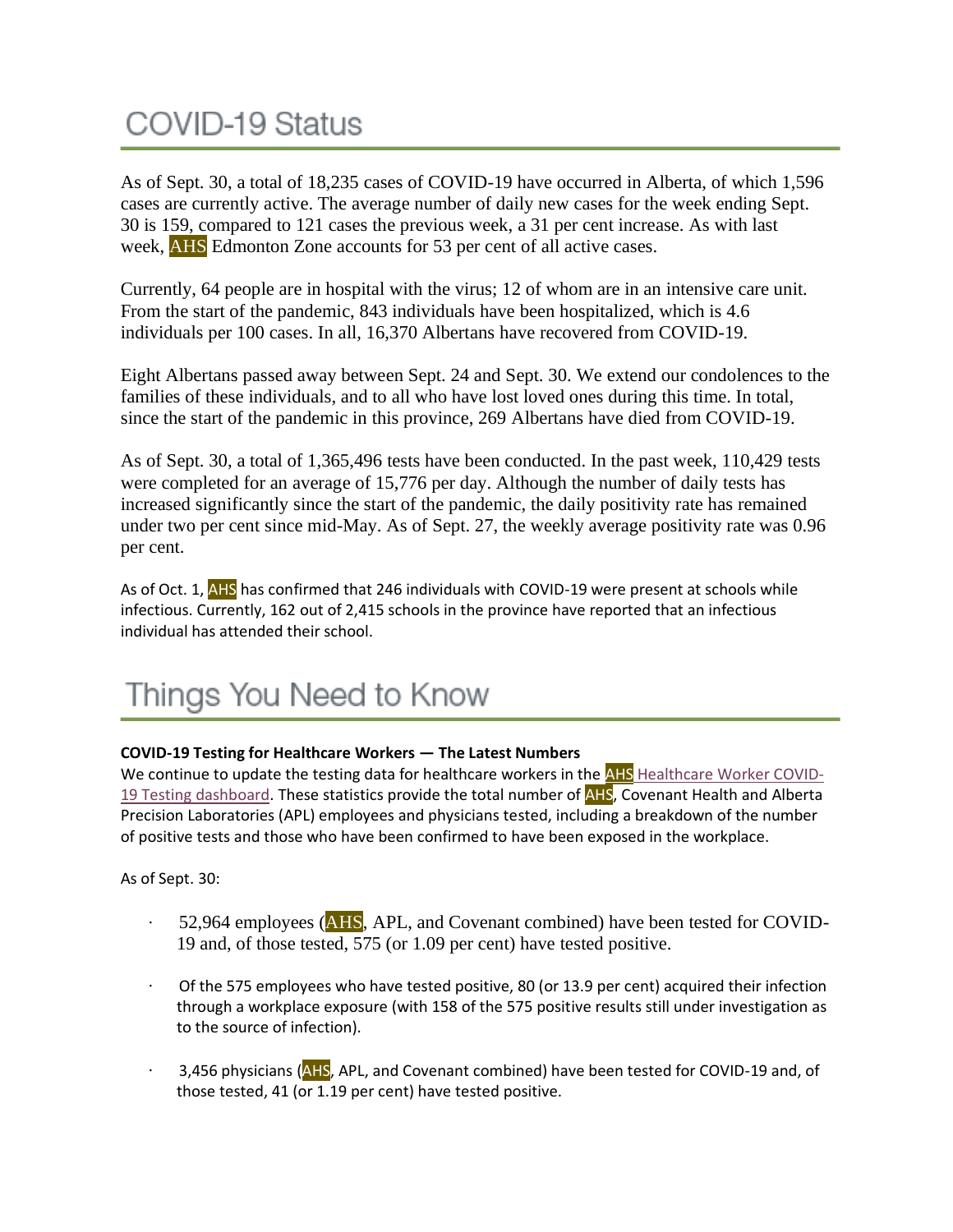# COVID-19 Status

As of Sept. 30, a total of 18,235 cases of COVID-19 have occurred in Alberta, of which 1,596 cases are currently active. The average number of daily new cases for the week ending Sept. 30 is 159, compared to 121 cases the previous week, a 31 per cent increase. As with last week, AHS Edmonton Zone accounts for 53 per cent of all active cases.

Currently, 64 people are in hospital with the virus; 12 of whom are in an intensive care unit. From the start of the pandemic, 843 individuals have been hospitalized, which is 4.6 individuals per 100 cases. In all, 16,370 Albertans have recovered from COVID-19.

Eight Albertans passed away between Sept. 24 and Sept. 30. We extend our condolences to the families of these individuals, and to all who have lost loved ones during this time. In total, since the start of the pandemic in this province, 269 Albertans have died from COVID-19.

As of Sept. 30, a total of 1,365,496 tests have been conducted. In the past week, 110,429 tests were completed for an average of 15,776 per day. Although the number of daily tests has increased significantly since the start of the pandemic, the daily positivity rate has remained under two per cent since mid-May. As of Sept. 27, the weekly average positivity rate was 0.96 per cent.

As of Oct. 1, AHS has confirmed that 246 individuals with COVID-19 were present at schools while infectious. Currently, 162 out of 2,415 schools in the province have reported that an infectious individual has attended their school.

# Things You Need to Know

**COVID-19 Testing for Healthcare Workers — The Latest Numbers**

We continue to update the testing data for healthcare workers in the AHS Healthcare Worker COVID-19 Testing dashboard. These statistics provide the total number of AHS, Covenant Health and Alberta Precision Laboratories (APL) employees and physicians tested, including a breakdown of the number of positive tests and those who have been confirmed to have been exposed in the workplace.

As of Sept. 30:

- 52,964 employees (AHS, APL, and Covenant combined) have been tested for COVID-19 and, of those tested, 575 (or 1.09 per cent) have tested positive.
- Of the 575 employees who have tested positive, 80 (or 13.9 per cent) acquired their infection through a workplace exposure (with 158 of the 575 positive results still under investigation as to the source of infection).
- 3,456 physicians (AHS, APL, and Covenant combined) have been tested for COVID-19 and, of those tested, 41 (or 1.19 per cent) have tested positive.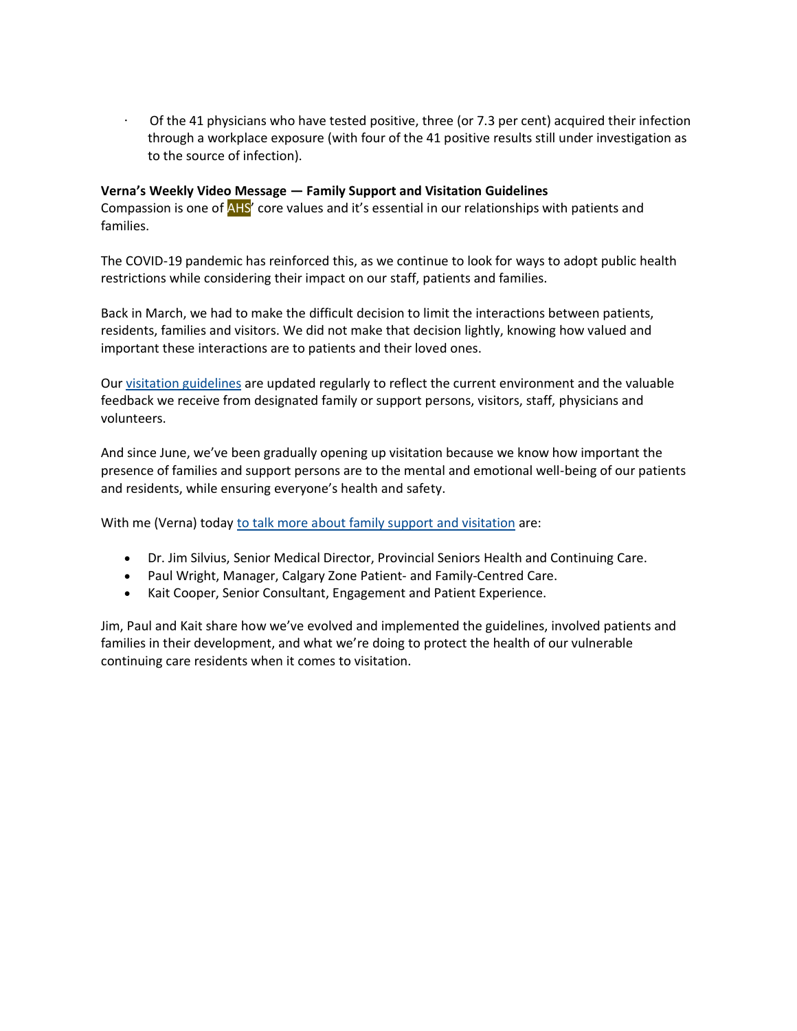- Of the 41 physicians who have tested positive, three (or 7.3 per cent) acquired their infection through a workplace exposure (with four of the 41 positive results still under investigation as to the source of infection).

**Verna's Weekly Video Message — Family Support and Visitation Guidelines**

Compassion is one of AHS' core values and it's essential in our relationships with patients and families.

The COVID-19 pandemic has reinforced this, as we continue to look for ways to adopt public health restrictions while considering their impact on our staff, patients and families.

Back in March, we had to make the difficult decision to limit the interactions between patients, residents, families and visitors. We did not make that decision lightly, knowing how valued and important these interactions are to patients and their loved ones.

Our visitation guidelines are updated regularly to reflect the current environment and the valuable feedback we receive from designated family or support persons, visitors, staff, physicians and volunteers.

And since June, we've been gradually opening up visitation because we know how important the presence of families and support persons are to the mental and emotional well-being of our patients and residents, while ensuring everyone's health and safety.

With me (Verna) today to talk more about family support and visitation are:

- Dr. Jim Silvius, Senior Medical Director, Provincial Seniors Health and Continuing Care.
- Paul Wright, Manager, Calgary Zone Patient- and Family-Centred Care.
- Kait Cooper, Senior Consultant, Engagement and Patient Experience.

Jim, Paul and Kait share how we've evolved and implemented the guidelines, involved patients and families in their development, and what we're doing to protect the health of our vulnerable continuing care residents when it comes to visitation.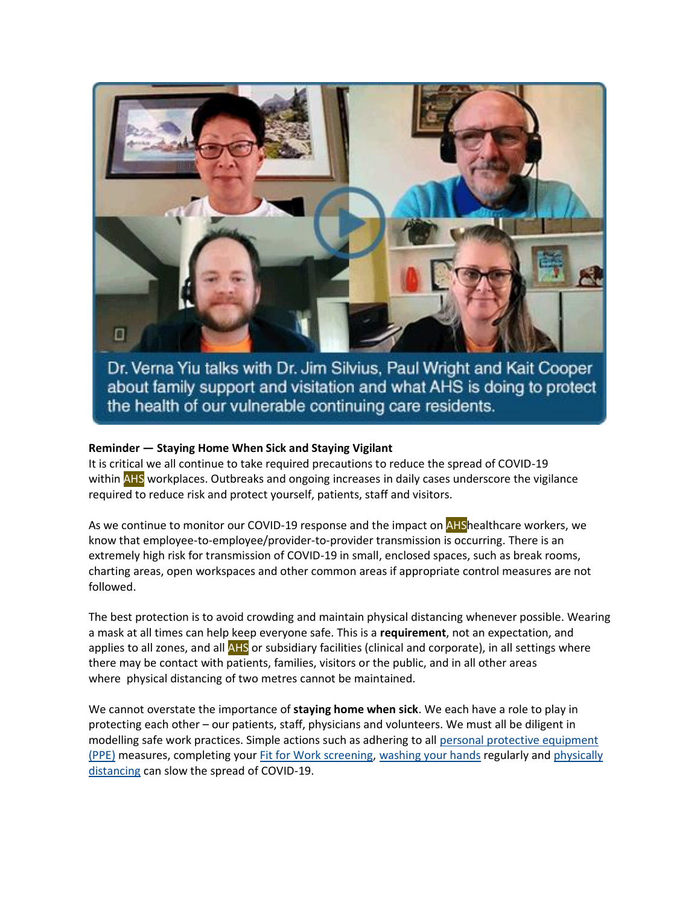Dr. Verna Yiu talks with Dr. Jim Silvius, Paul Wright and Kait Cooper about family support and visitation and what AHS is doing to protect the health of our vulnerable continuing care residents.

**Reminder — Staying Home When Sick and Staying Vigilant**

It is critical we all continue to take required precautions to reduce the spread of COVID-19 within AHS workplaces. Outbreaks and ongoing increases in daily cases underscore the vigilance required to reduce risk and protect yourself, patients, staff and visitors.

As we continue to monitor our COVID-19 response and the impact on AHShealthcare workers, we know that employee-to-employee/provider-to-provider transmission is occurring. There is an extremely high risk for transmission of COVID-19 in small, enclosed spaces, such as break rooms, charting areas, open workspaces and other common areas if appropriate control measures are not followed.

The best protection is to avoid crowding and maintain physical distancing whenever possible. Wearing a mask at all times can help keep everyone safe. This is a **requirement**, not an expectation, and applies to all zones, and all AHS or subsidiary facilities (clinical and corporate), in all settings where there may be contact with patients, families, visitors or the public, and in all other areas where physical distancing of two metres cannot be maintained.

We cannot overstate the importance of **staying home when sick**. We each have a role to play in protecting each other – our patients, staff, physicians and volunteers. We must all be diligent in modelling safe work practices. Simple actions such as adhering to all personal protective equipment (PPE) measures, completing your Fit for Work screening, washing your hands regularly and physically distancing can slow the spread of COVID-19.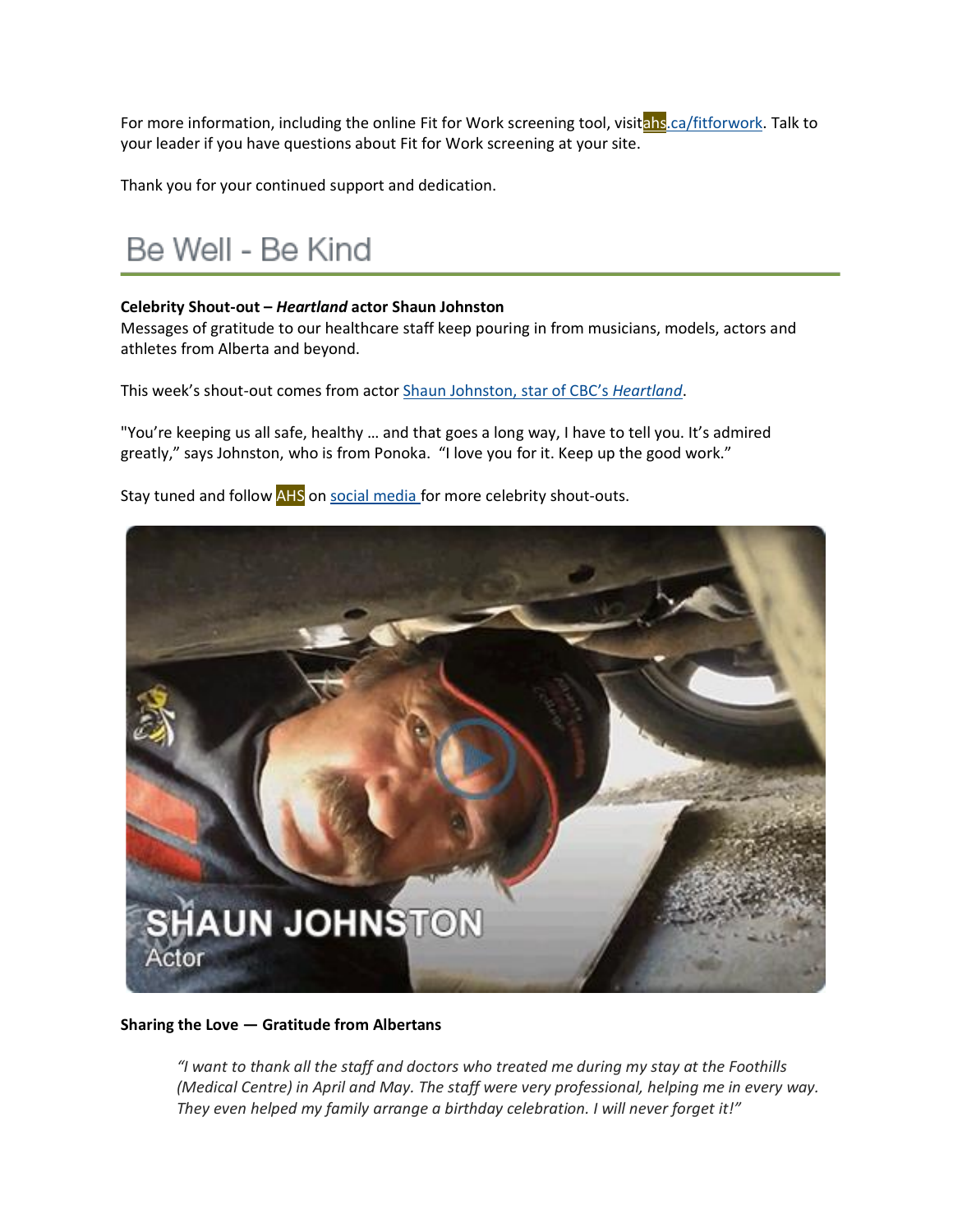For more information, including the online Fit for Work screening tool, visit ahs.ca/fitforwork. Talk to your leader if you have questions about Fit for Work screening at your site.

Thank you for your continued support and dedication.

# Be Well - Be Kind

**Celebrity Shout-out – *Heartland* actor Shaun Johnston**

Messages of gratitude to our healthcare staff keep pouring in from musicians, models, actors and athletes from Alberta and beyond.

This week's shout-out comes from actor Shaun Johnston, star of CBC's *Heartland*.

"You're keeping us all safe, healthy … and that goes a long way, I have to tell you. It's admired greatly," says Johnston, who is from Ponoka. "I love you for it. Keep up the good work."

Stay tuned and follow AHS on social media for more celebrity shout-outs.

**Sharing the Love — Gratitude from Albertans**

> *"I want to thank all the staff and doctors who treated me during my stay at the Foothills (Medical Centre) in April and May. The staff were very professional, helping me in every way. They even helped my family arrange a birthday celebration. I will never forget it!"*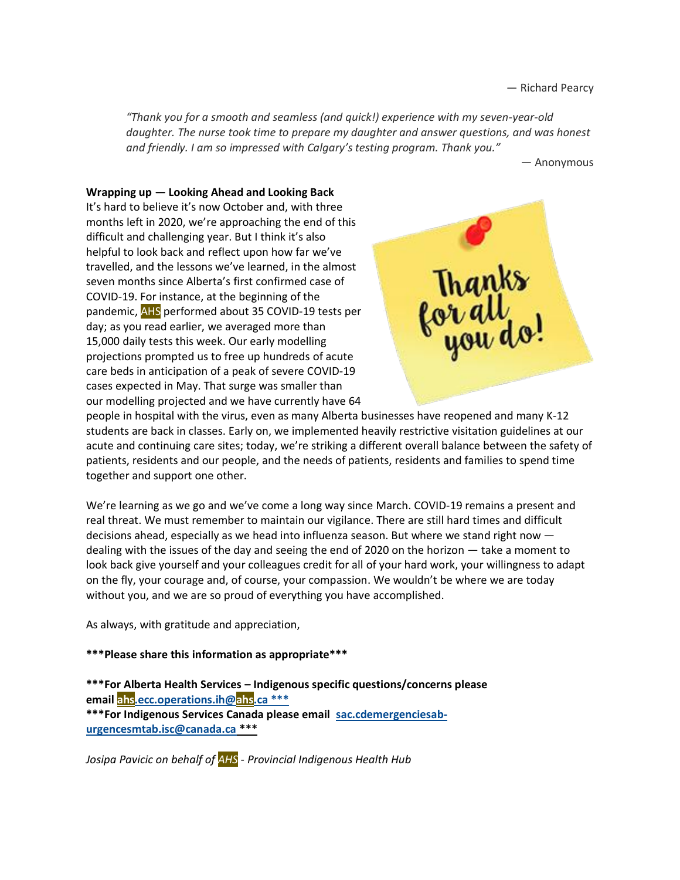— Richard Pearcy

*"Thank you for a smooth and seamless (and quick!) experience with my seven-year-old daughter. The nurse took time to prepare my daughter and answer questions, and was honest and friendly. I am so impressed with Calgary's testing program. Thank you."*

— Anonymous

**Wrapping up — Looking Ahead and Looking Back**

It's hard to believe it's now October and, with three months left in 2020, we're approaching the end of this difficult and challenging year. But I think it's also helpful to look back and reflect upon how far we've travelled, and the lessons we've learned, in the almost seven months since Alberta's first confirmed case of COVID-19. For instance, at the beginning of the pandemic, AHS performed about 35 COVID-19 tests per day; as you read earlier, we averaged more than 15,000 daily tests this week. Our early modelling projections prompted us to free up hundreds of acute care beds in anticipation of a peak of severe COVID-19 cases expected in May. That surge was smaller than our modelling projected and we have currently have 64 people in hospital with the virus, even as many Alberta businesses have reopened and many K-12 students are back in classes. Early on, we implemented heavily restrictive visitation guidelines at our acute and continuing care sites; today, we're striking a different overall balance between the safety of patients, residents and our people, and the needs of patients, residents and families to spend time together and support one other.

We're learning as we go and we've come a long way since March. COVID-19 remains a present and real threat. We must remember to maintain our vigilance. There are still hard times and difficult decisions ahead, especially as we head into influenza season. But where we stand right now — dealing with the issues of the day and seeing the end of 2020 on the horizon — take a moment to look back give yourself and your colleagues credit for all of your hard work, your willingness to adapt on the fly, your courage and, of course, your compassion. We wouldn't be where we are today without you, and we are so proud of everything you have accomplished.

As always, with gratitude and appreciation,

**\*\*\*Please share this information as appropriate\*\*\***

**\*\*\*For Alberta Health Services – Indigenous specific questions/concerns please email ahs.ecc.operations.ih@ahs.ca \*\*\***

**\*\*\*For Indigenous Services Canada please email sac.cdemergenciesab-urgencesmtab.isc@canada.ca \*\*\***

*Josipa Pavicic on behalf of AHS - Provincial Indigenous Health Hub*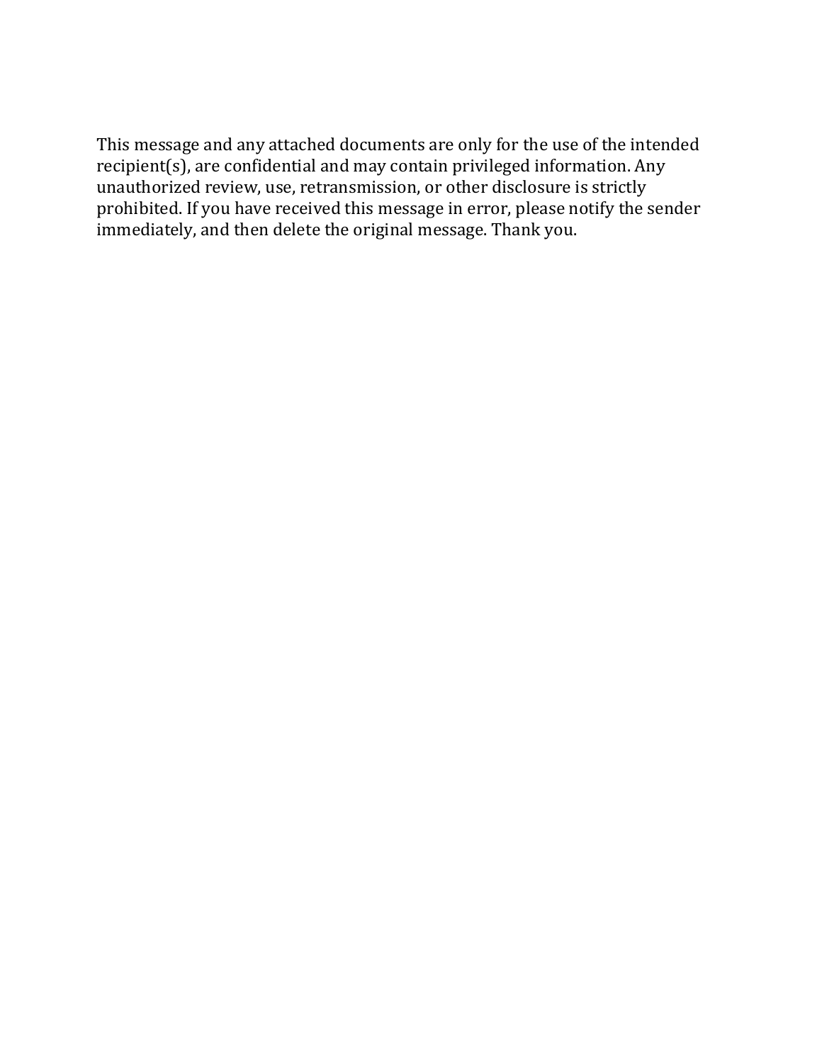This message and any attached documents are only for the use of the intended recipient(s), are confidential and may contain privileged information. Any unauthorized review, use, retransmission, or other disclosure is strictly prohibited. If you have received this message in error, please notify the sender immediately, and then delete the original message. Thank you.